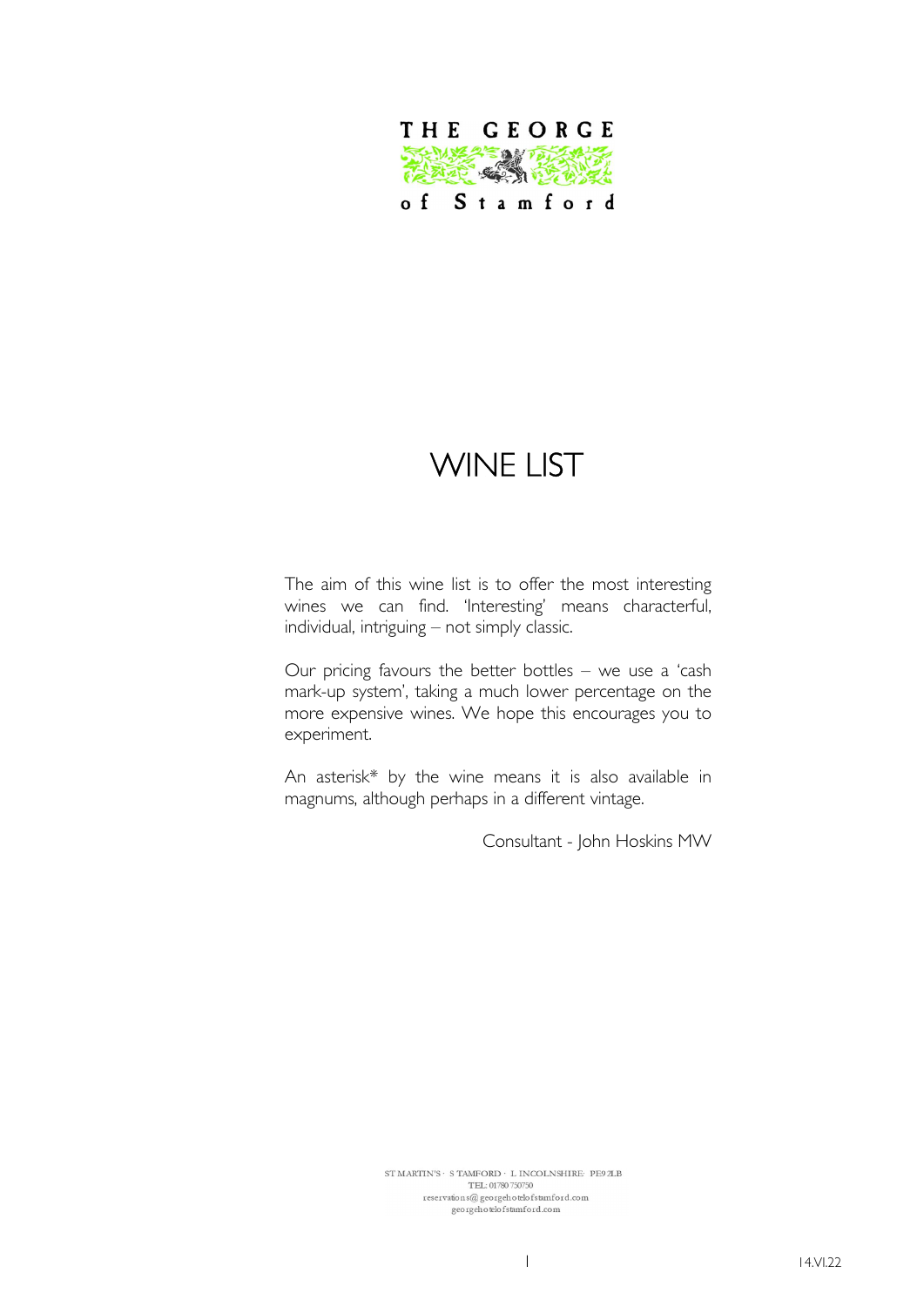# THE GEORGE of Stamford

# WINE LIST

The aim of this wine list is to offer the most interesting wines we can find. 'Interesting' means characterful, individual, intriguing – not simply classic.

Our pricing favours the better bottles – we use a 'cash mark-up system', taking a much lower percentage on the more expensive wines. We hope this encourages you to experiment.

An asterisk* by the wine means it is also available in magnums, although perhaps in a different vintage.

Consultant - John Hoskins MW

ST MARTIN'S · STAMFORD · LINCOLNSHIRE · PE9 2LB
TEL: 01780 750750
reservations@georgehotelofstamford.com
georgehotelofstamford.com

14.VI.22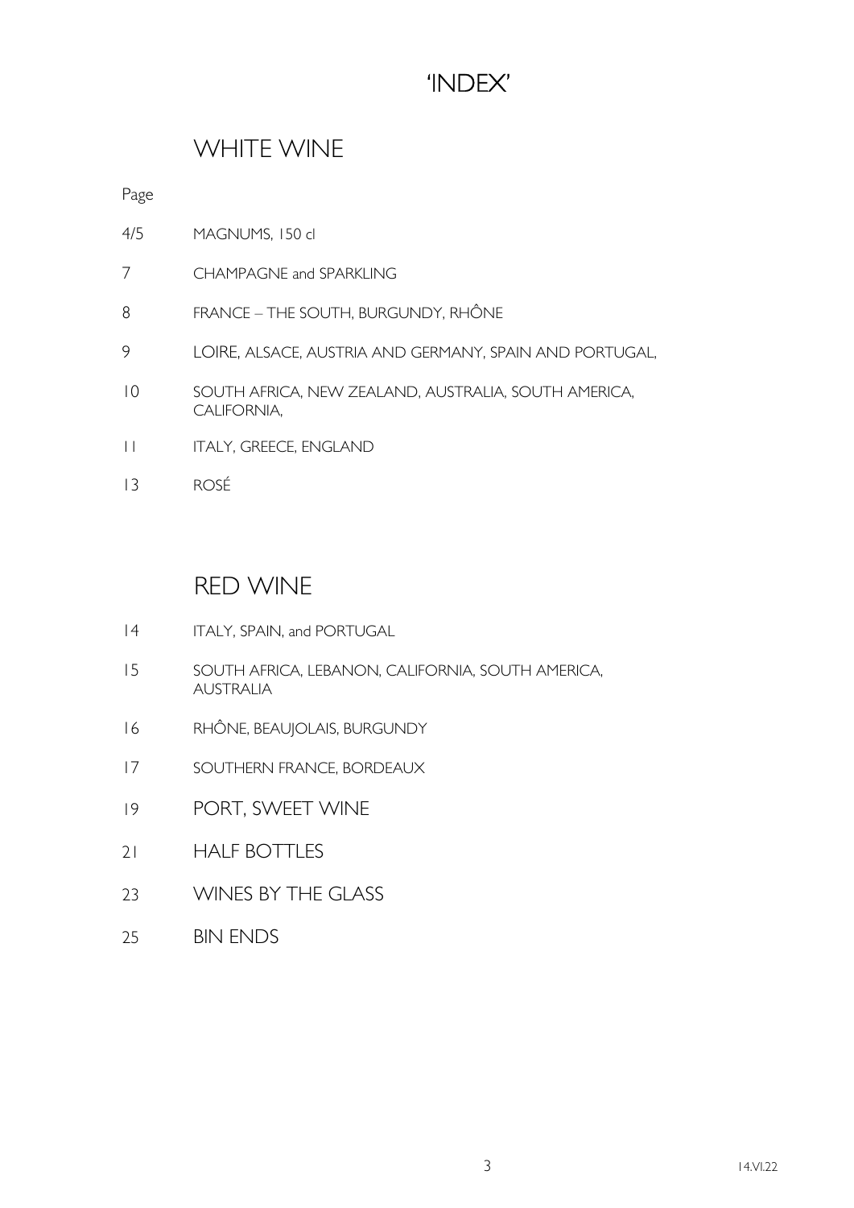# 'INDEX'

## WHITE WINE

| Page | |
|---|---|
| 4/5 | MAGNUMS, 150 cl |
| 7 | CHAMPAGNE and SPARKLING |
| 8 | FRANCE – THE SOUTH, BURGUNDY, RHÔNE |
| 9 | LOIRE, ALSACE, AUSTRIA AND GERMANY, SPAIN AND PORTUGAL, |
| 10 | SOUTH AFRICA, NEW ZEALAND, AUSTRALIA, SOUTH AMERICA, CALIFORNIA, |
| 11 | ITALY, GREECE, ENGLAND |
| 13 | ROSÉ |

## RED WINE

| | |
|---|---|
| 14 | ITALY, SPAIN, and PORTUGAL |
| 15 | SOUTH AFRICA, LEBANON, CALIFORNIA, SOUTH AMERICA, AUSTRALIA |
| 16 | RHÔNE, BEAUJOLAIS, BURGUNDY |
| 17 | SOUTHERN FRANCE, BORDEAUX |
| 19 | PORT, SWEET WINE |
| 21 | HALF BOTTLES |
| 23 | WINES BY THE GLASS |
| 25 | BIN ENDS |

14.VI.22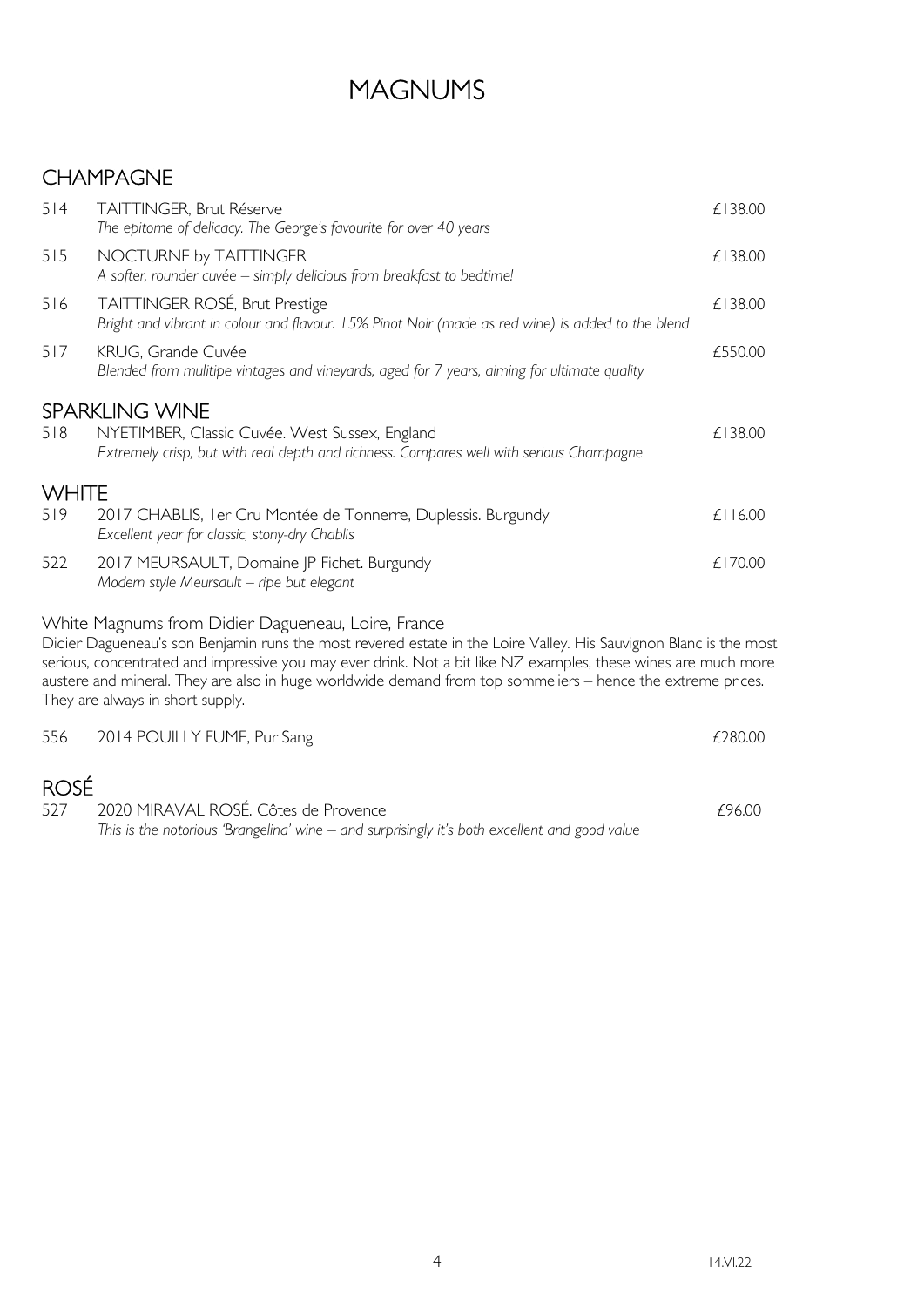# MAGNUMS

## CHAMPAGNE

| | | |
|---|---|---|
| 514 | TAITTINGER, Brut Réserve<br>*The epitome of delicacy. The George's favourite for over 40 years* | £138.00 |
| 515 | NOCTURNE by TAITTINGER<br>*A softer, rounder cuvée – simply delicious from breakfast to bedtime!* | £138.00 |
| 516 | TAITTINGER ROSÉ, Brut Prestige<br>*Bright and vibrant in colour and flavour. 15% Pinot Noir (made as red wine) is added to the blend* | £138.00 |
| 517 | KRUG, Grande Cuvée<br>*Blended from mulitipe vintages and vineyards, aged for 7 years, aiming for ultimate quality* | £550.00 |

## SPARKLING WINE

| | | |
|---|---|---|
| 518 | NYETIMBER, Classic Cuvée. West Sussex, England<br>*Extremely crisp, but with real depth and richness. Compares well with serious Champagne* | £138.00 |

## WHITE

| | | |
|---|---|---|
| 519 | 2017 CHABLIS, 1er Cru Montée de Tonnerre, Duplessis. Burgundy<br>*Excellent year for classic, stony-dry Chablis* | £116.00 |
| 522 | 2017 MEURSAULT, Domaine JP Fichet. Burgundy<br>*Modern style Meursault – ripe but elegant* | £170.00 |

### White Magnums from Didier Dagueneau, Loire, France

Didier Dagueneau's son Benjamin runs the most revered estate in the Loire Valley. His Sauvignon Blanc is the most serious, concentrated and impressive you may ever drink. Not a bit like NZ examples, these wines are much more austere and mineral. They are also in huge worldwide demand from top sommeliers – hence the extreme prices. They are always in short supply.

| | | |
|---|---|---|
| 556 | 2014 POUILLY FUME, Pur Sang | £280.00 |

## ROSÉ

| | | |
|---|---|---|
| 527 | 2020 MIRAVAL ROSÉ. Côtes de Provence<br>*This is the notorious 'Brangelina' wine – and surprisingly it's both excellent and good value* | £96.00 |

14.VI.22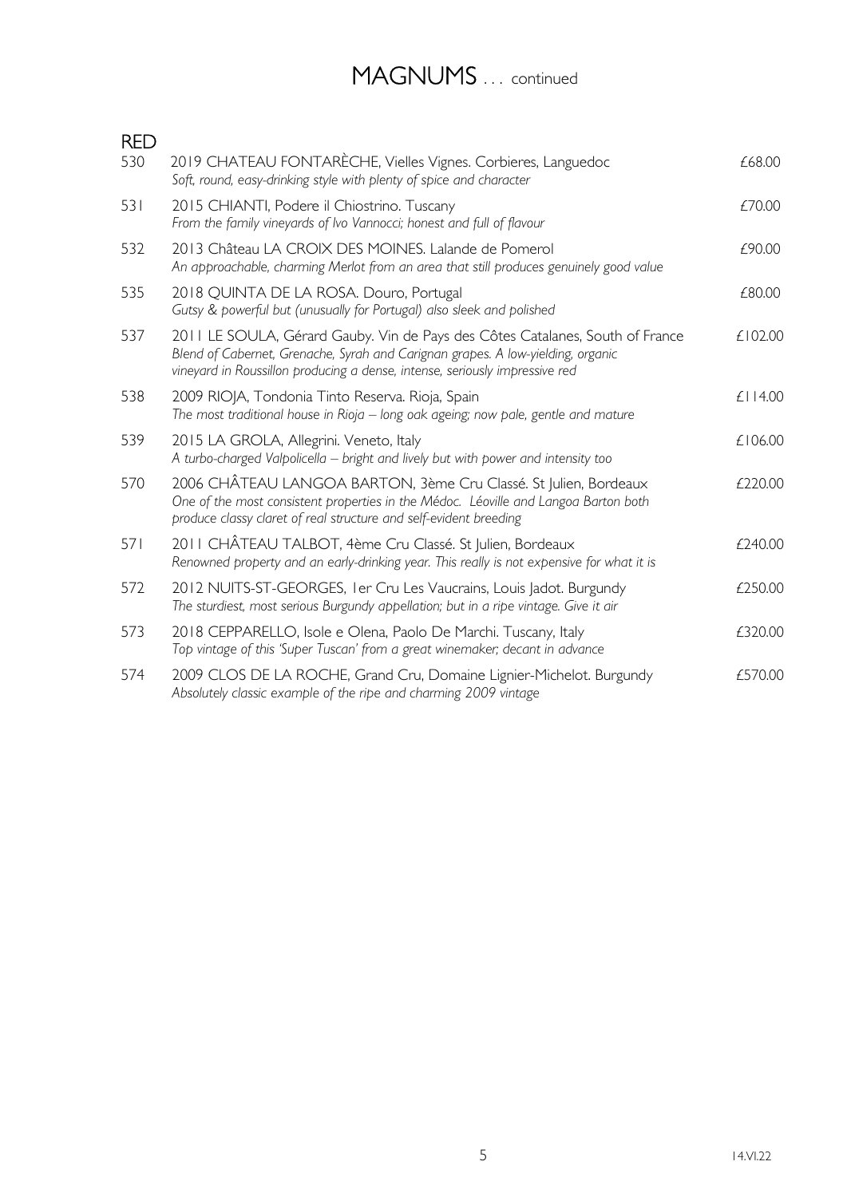# MAGNUMS . . . continued

## RED

| No. | Wine | Price |
|---|---|---|
| 530 | 2019 CHATEAU FONTARÈCHE, Vielles Vignes. Corbieres, Languedoc<br>*Soft, round, easy-drinking style with plenty of spice and character* | £68.00 |
| 531 | 2015 CHIANTI, Podere il Chiostrino. Tuscany<br>*From the family vineyards of Ivo Vannocci; honest and full of flavour* | £70.00 |
| 532 | 2013 Château LA CROIX DES MOINES. Lalande de Pomerol<br>*An approachable, charming Merlot from an area that still produces genuinely good value* | £90.00 |
| 535 | 2018 QUINTA DE LA ROSA. Douro, Portugal<br>*Gutsy & powerful but (unusually for Portugal) also sleek and polished* | £80.00 |
| 537 | 2011 LE SOULA, Gérard Gauby. Vin de Pays des Côtes Catalanes, South of France<br>*Blend of Cabernet, Grenache, Syrah and Carignan grapes. A low-yielding, organic vineyard in Roussillon producing a dense, intense, seriously impressive red* | £102.00 |
| 538 | 2009 RIOJA, Tondonia Tinto Reserva. Rioja, Spain<br>*The most traditional house in Rioja – long oak ageing; now pale, gentle and mature* | £114.00 |
| 539 | 2015 LA GROLA, Allegrini. Veneto, Italy<br>*A turbo-charged Valpolicella – bright and lively but with power and intensity too* | £106.00 |
| 570 | 2006 CHÂTEAU LANGOA BARTON, 3ème Cru Classé. St Julien, Bordeaux<br>*One of the most consistent properties in the Médoc. Léoville and Langoa Barton both produce classy claret of real structure and self-evident breeding* | £220.00 |
| 571 | 2011 CHÂTEAU TALBOT, 4ème Cru Classé. St Julien, Bordeaux<br>*Renowned property and an early-drinking year. This really is not expensive for what it is* | £240.00 |
| 572 | 2012 NUITS-ST-GEORGES, 1er Cru Les Vaucrains, Louis Jadot. Burgundy<br>*The sturdiest, most serious Burgundy appellation; but in a ripe vintage. Give it air* | £250.00 |
| 573 | 2018 CEPPARELLO, Isole e Olena, Paolo De Marchi. Tuscany, Italy<br>*Top vintage of this 'Super Tuscan' from a great winemaker; decant in advance* | £320.00 |
| 574 | 2009 CLOS DE LA ROCHE, Grand Cru, Domaine Lignier-Michelot. Burgundy<br>*Absolutely classic example of the ripe and charming 2009 vintage* | £570.00 |

14.VI.22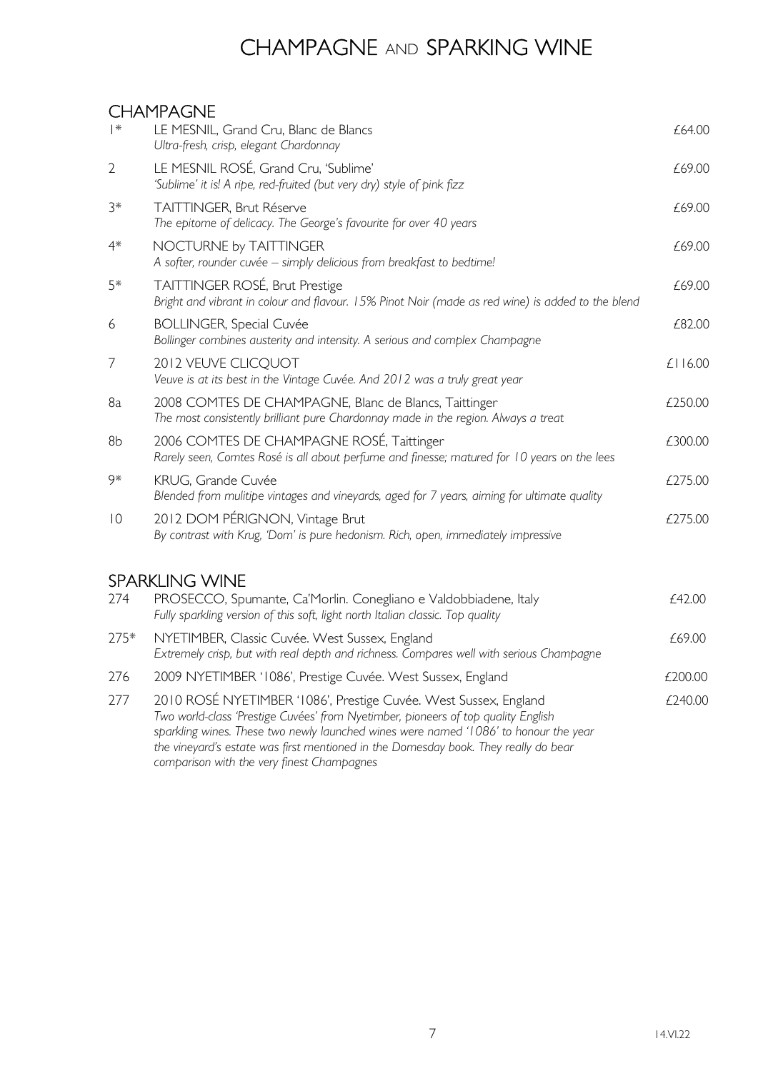# CHAMPAGNE AND SPARKING WINE

## CHAMPAGNE

| | | |
|---|---|---|
| 1* | LE MESNIL, Grand Cru, Blanc de Blancs<br>*Ultra-fresh, crisp, elegant Chardonnay* | £64.00 |
| 2 | LE MESNIL ROSÉ, Grand Cru, 'Sublime'<br>*'Sublime' it is! A ripe, red-fruited (but very dry) style of pink fizz* | £69.00 |
| 3* | TAITTINGER, Brut Réserve<br>*The epitome of delicacy. The George's favourite for over 40 years* | £69.00 |
| 4* | NOCTURNE by TAITTINGER<br>*A softer, rounder cuvée – simply delicious from breakfast to bedtime!* | £69.00 |
| 5* | TAITTINGER ROSÉ, Brut Prestige<br>*Bright and vibrant in colour and flavour. 15% Pinot Noir (made as red wine) is added to the blend* | £69.00 |
| 6 | BOLLINGER, Special Cuvée<br>*Bollinger combines austerity and intensity. A serious and complex Champagne* | £82.00 |
| 7 | 2012 VEUVE CLICQUOT<br>*Veuve is at its best in the Vintage Cuvée. And 2012 was a truly great year* | £116.00 |
| 8a | 2008 COMTES DE CHAMPAGNE, Blanc de Blancs, Taittinger<br>*The most consistently brilliant pure Chardonnay made in the region. Always a treat* | £250.00 |
| 8b | 2006 COMTES DE CHAMPAGNE ROSÉ, Taittinger<br>*Rarely seen, Comtes Rosé is all about perfume and finesse; matured for 10 years on the lees* | £300.00 |
| 9* | KRUG, Grande Cuvée<br>*Blended from mulitipe vintages and vineyards, aged for 7 years, aiming for ultimate quality* | £275.00 |
| 10 | 2012 DOM PÉRIGNON, Vintage Brut<br>*By contrast with Krug, 'Dom' is pure hedonism. Rich, open, immediately impressive* | £275.00 |

## SPARKLING WINE

| | | |
|---|---|---|
| 274 | PROSECCO, Spumante, Ca'Morlin. Conegliano e Valdobbiadene, Italy<br>*Fully sparkling version of this soft, light north Italian classic. Top quality* | £42.00 |
| 275* | NYETIMBER, Classic Cuvée. West Sussex, England<br>*Extremely crisp, but with real depth and richness. Compares well with serious Champagne* | £69.00 |
| 276 | 2009 NYETIMBER '1086', Prestige Cuvée. West Sussex, England | £200.00 |
| 277 | 2010 ROSÉ NYETIMBER '1086', Prestige Cuvée. West Sussex, England<br>*Two world-class 'Prestige Cuvées' from Nyetimber, pioneers of top quality English sparkling wines. These two newly launched wines were named '1086' to honour the year the vineyard's estate was first mentioned in the Domesday book. They really do bear comparison with the very finest Champagnes* | £240.00 |

14.VI.22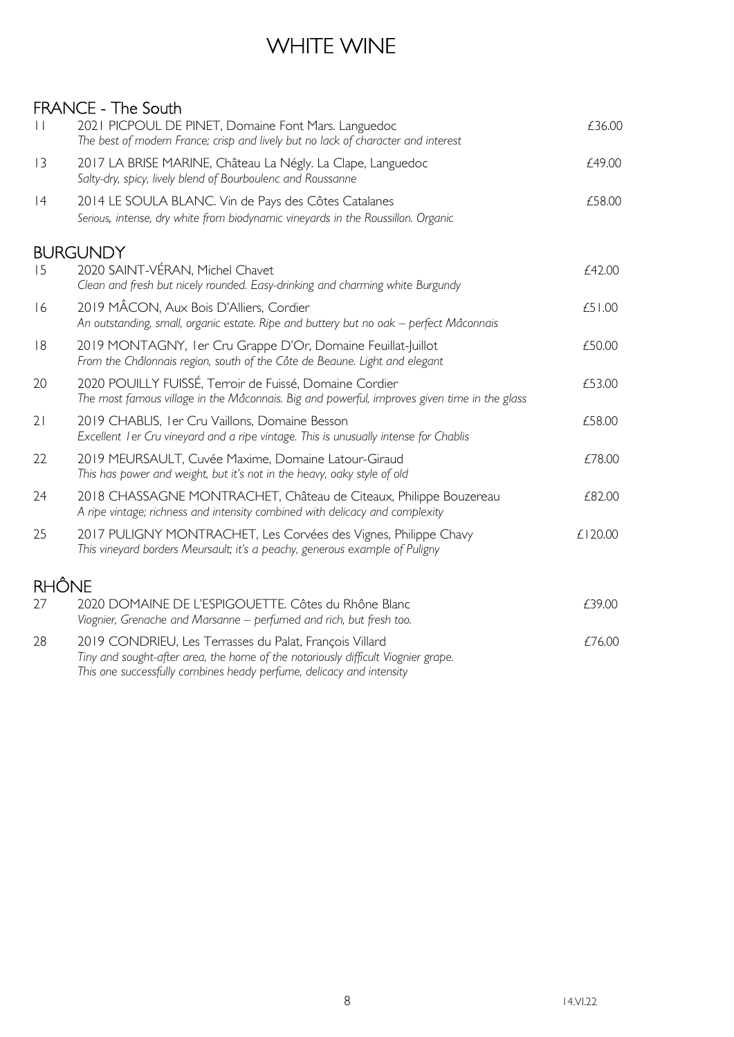# WHITE WINE

## FRANCE - The South

| | | |
|---|---|---|
| 11 | 2021 PICPOUL DE PINET, Domaine Font Mars. Languedoc<br>*The best of modern France; crisp and lively but no lack of character and interest* | £36.00 |
| 13 | 2017 LA BRISE MARINE, Château La Négly. La Clape, Languedoc<br>*Salty-dry, spicy, lively blend of Bourboulenc and Roussanne* | £49.00 |
| 14 | 2014 LE SOULA BLANC. Vin de Pays des Côtes Catalanes<br>*Serious, intense, dry white from biodynamic vineyards in the Roussillon. Organic* | £58.00 |

## BURGUNDY

| | | |
|---|---|---|
| 15 | 2020 SAINT-VÉRAN, Michel Chavet<br>*Clean and fresh but nicely rounded. Easy-drinking and charming white Burgundy* | £42.00 |
| 16 | 2019 MÂCON, Aux Bois D'Alliers, Cordier<br>*An outstanding, small, organic estate. Ripe and buttery but no oak – perfect Mâconnais* | £51.00 |
| 18 | 2019 MONTAGNY, 1er Cru Grappe D'Or, Domaine Feuillat-Juillot<br>*From the Châlonnais region, south of the Côte de Beaune. Light and elegant* | £50.00 |
| 20 | 2020 POUILLY FUISSÉ, Terroir de Fuissé, Domaine Cordier<br>*The most famous village in the Mâconnais. Big and powerful, improves given time in the glass* | £53.00 |
| 21 | 2019 CHABLIS, 1er Cru Vaillons, Domaine Besson<br>*Excellent 1er Cru vineyard and a ripe vintage. This is unusually intense for Chablis* | £58.00 |
| 22 | 2019 MEURSAULT, Cuvée Maxime, Domaine Latour-Giraud<br>*This has power and weight, but it's not in the heavy, oaky style of old* | £78.00 |
| 24 | 2018 CHASSAGNE MONTRACHET, Château de Citeaux, Philippe Bouzereau<br>*A ripe vintage; richness and intensity combined with delicacy and complexity* | £82.00 |
| 25 | 2017 PULIGNY MONTRACHET, Les Corvées des Vignes, Philippe Chavy<br>*This vineyard borders Meursault; it's a peachy, generous example of Puligny* | £120.00 |

## RHÔNE

| | | |
|---|---|---|
| 27 | 2020 DOMAINE DE L'ESPIGOUETTE. Côtes du Rhône Blanc<br>*Viognier, Grenache and Marsanne – perfumed and rich, but fresh too.* | £39.00 |
| 28 | 2019 CONDRIEU, Les Terrasses du Palat, François Villard<br>*Tiny and sought-after area, the home of the notoriously difficult Viognier grape. This one successfully combines heady perfume, delicacy and intensity* | £76.00 |

14.VI.22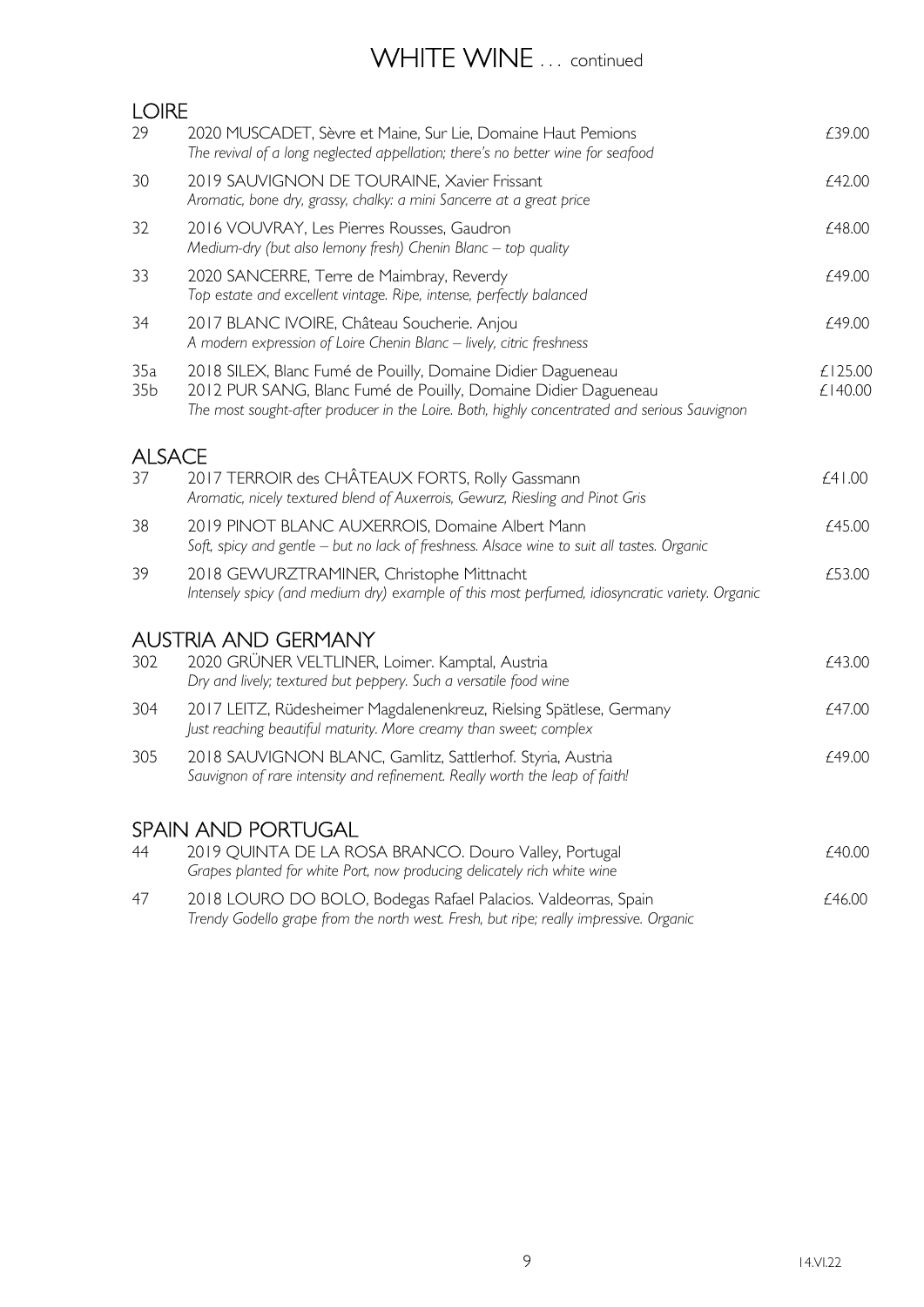# WHITE WINE . . . continued

## LOIRE

| | | |
|---|---|---|
| 29 | 2020 MUSCADET, Sèvre et Maine, Sur Lie, Domaine Haut Pemions<br>*The revival of a long neglected appellation; there's no better wine for seafood* | £39.00 |
| 30 | 2019 SAUVIGNON DE TOURAINE, Xavier Frissant<br>*Aromatic, bone dry, grassy, chalky: a mini Sancerre at a great price* | £42.00 |
| 32 | 2016 VOUVRAY, Les Pierres Rousses, Gaudron<br>*Medium-dry (but also lemony fresh) Chenin Blanc – top quality* | £48.00 |
| 33 | 2020 SANCERRE, Terre de Maimbray, Reverdy<br>*Top estate and excellent vintage. Ripe, intense, perfectly balanced* | £49.00 |
| 34 | 2017 BLANC IVOIRE, Château Soucherie. Anjou<br>*A modern expression of Loire Chenin Blanc – lively, citric freshness* | £49.00 |
| 35a | 2018 SILEX, Blanc Fumé de Pouilly, Domaine Didier Dagueneau | £125.00 |
| 35b | 2012 PUR SANG, Blanc Fumé de Pouilly, Domaine Didier Dagueneau<br>*The most sought-after producer in the Loire. Both, highly concentrated and serious Sauvignon* | £140.00 |

## ALSACE

| | | |
|---|---|---|
| 37 | 2017 TERROIR des CHÂTEAUX FORTS, Rolly Gassmann<br>*Aromatic, nicely textured blend of Auxerrois, Gewurz, Riesling and Pinot Gris* | £41.00 |
| 38 | 2019 PINOT BLANC AUXERROIS, Domaine Albert Mann<br>*Soft, spicy and gentle – but no lack of freshness. Alsace wine to suit all tastes. Organic* | £45.00 |
| 39 | 2018 GEWURZTRAMINER, Christophe Mittnacht<br>*Intensely spicy (and medium dry) example of this most perfumed, idiosyncratic variety. Organic* | £53.00 |

## AUSTRIA AND GERMANY

| | | |
|---|---|---|
| 302 | 2020 GRÜNER VELTLINER, Loimer. Kamptal, Austria<br>*Dry and lively; textured but peppery. Such a versatile food wine* | £43.00 |
| 304 | 2017 LEITZ, Rüdesheimer Magdalenenkreuz, Rielsing Spätlese, Germany<br>*Just reaching beautiful maturity. More creamy than sweet; complex* | £47.00 |
| 305 | 2018 SAUVIGNON BLANC, Gamlitz, Sattlerhof. Styria, Austria<br>*Sauvignon of rare intensity and refinement. Really worth the leap of faith!* | £49.00 |

## SPAIN AND PORTUGAL

| | | |
|---|---|---|
| 44 | 2019 QUINTA DE LA ROSA BRANCO. Douro Valley, Portugal<br>*Grapes planted for white Port, now producing delicately rich white wine* | £40.00 |
| 47 | 2018 LOURO DO BOLO, Bodegas Rafael Palacios. Valdeorras, Spain<br>*Trendy Godello grape from the north west. Fresh, but ripe; really impressive. Organic* | £46.00 |

14.VI.22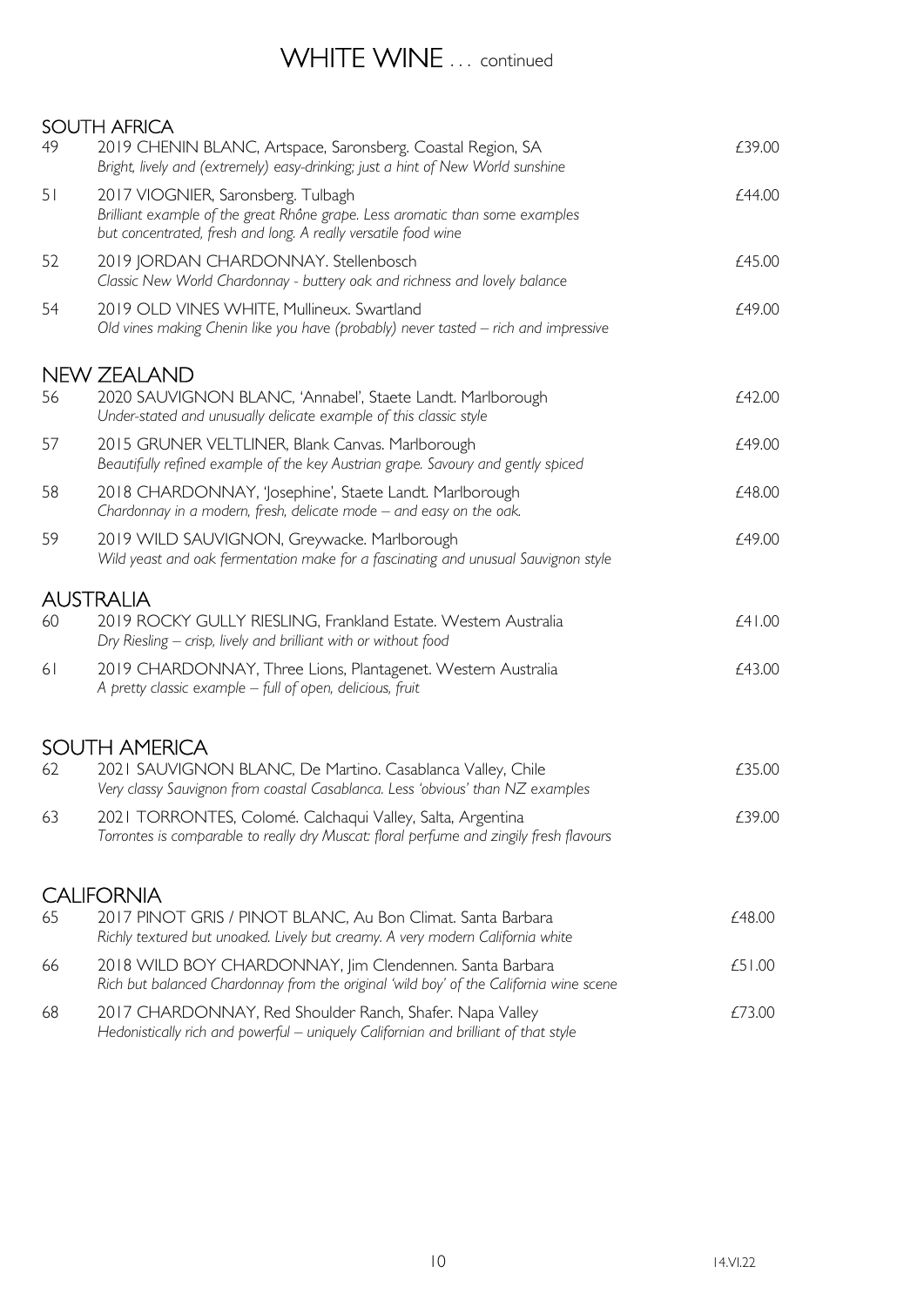# WHITE WINE . . . continued

## SOUTH AFRICA

49 2019 CHENIN BLANC, Artspace, Saronsberg. Coastal Region, SA — £39.00
*Bright, lively and (extremely) easy-drinking; just a hint of New World sunshine*

51 2017 VIOGNIER, Saronsberg. Tulbagh — £44.00
*Brilliant example of the great Rhône grape. Less aromatic than some examples but concentrated, fresh and long. A really versatile food wine*

52 2019 JORDAN CHARDONNAY. Stellenbosch — £45.00
*Classic New World Chardonnay - buttery oak and richness and lovely balance*

54 2019 OLD VINES WHITE, Mullineux. Swartland — £49.00
*Old vines making Chenin like you have (probably) never tasted – rich and impressive*

## NEW ZEALAND

56 2020 SAUVIGNON BLANC, 'Annabel', Staete Landt. Marlborough — £42.00
*Under-stated and unusually delicate example of this classic style*

57 2015 GRUNER VELTLINER, Blank Canvas. Marlborough — £49.00
*Beautifully refined example of the key Austrian grape. Savoury and gently spiced*

58 2018 CHARDONNAY, 'Josephine', Staete Landt. Marlborough — £48.00
*Chardonnay in a modern, fresh, delicate mode – and easy on the oak.*

59 2019 WILD SAUVIGNON, Greywacke. Marlborough — £49.00
*Wild yeast and oak fermentation make for a fascinating and unusual Sauvignon style*

## AUSTRALIA

60 2019 ROCKY GULLY RIESLING, Frankland Estate. Western Australia — £41.00
*Dry Riesling – crisp, lively and brilliant with or without food*

61 2019 CHARDONNAY, Three Lions, Plantagenet. Western Australia — £43.00
*A pretty classic example – full of open, delicious, fruit*

## SOUTH AMERICA

62 2021 SAUVIGNON BLANC, De Martino. Casablanca Valley, Chile — £35.00
*Very classy Sauvignon from coastal Casablanca. Less 'obvious' than NZ examples*

63 2021 TORRONTES, Colomé. Calchaqui Valley, Salta, Argentina — £39.00
*Torrontes is comparable to really dry Muscat: floral perfume and zingily fresh flavours*

## CALIFORNIA

65 2017 PINOT GRIS / PINOT BLANC, Au Bon Climat. Santa Barbara — £48.00
*Richly textured but unoaked. Lively but creamy. A very modern California white*

66 2018 WILD BOY CHARDONNAY, Jim Clendennen. Santa Barbara — £51.00
*Rich but balanced Chardonnay from the original 'wild boy' of the California wine scene*

68 2017 CHARDONNAY, Red Shoulder Ranch, Shafer. Napa Valley — £73.00
*Hedonistically rich and powerful – uniquely Californian and brilliant of that style*

14.VI.22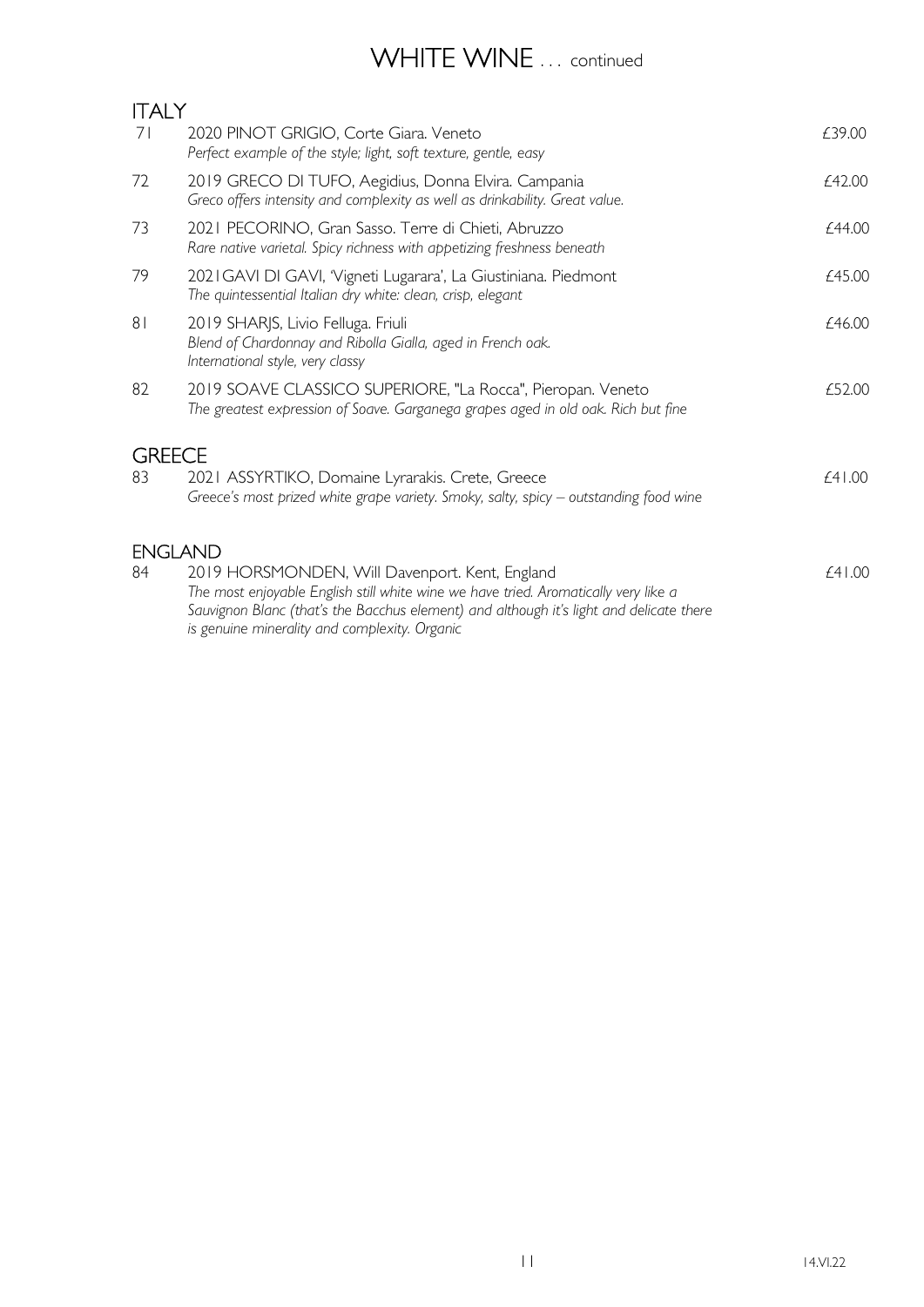# WHITE WINE . . . continued

## ITALY

| | | |
|---|---|---|
| 71 | 2020 PINOT GRIGIO, Corte Giara. Veneto<br>*Perfect example of the style; light, soft texture, gentle, easy* | £39.00 |
| 72 | 2019 GRECO DI TUFO, Aegidius, Donna Elvira. Campania<br>*Greco offers intensity and complexity as well as drinkability. Great value.* | £42.00 |
| 73 | 2021 PECORINO, Gran Sasso. Terre di Chieti, Abruzzo<br>*Rare native varietal. Spicy richness with appetizing freshness beneath* | £44.00 |
| 79 | 2021GAVI DI GAVI, 'Vigneti Lugarara', La Giustiniana. Piedmont<br>*The quintessential Italian dry white: clean, crisp, elegant* | £45.00 |
| 81 | 2019 SHARJS, Livio Felluga. Friuli<br>*Blend of Chardonnay and Ribolla Gialla, aged in French oak. International style, very classy* | £46.00 |
| 82 | 2019 SOAVE CLASSICO SUPERIORE, "La Rocca", Pieropan. Veneto<br>*The greatest expression of Soave. Garganega grapes aged in old oak. Rich but fine* | £52.00 |

## GREECE

| | | |
|---|---|---|
| 83 | 2021 ASSYRTIKO, Domaine Lyrarakis. Crete, Greece<br>*Greece's most prized white grape variety. Smoky, salty, spicy – outstanding food wine* | £41.00 |

## ENGLAND

| | | |
|---|---|---|
| 84 | 2019 HORSMONDEN, Will Davenport. Kent, England<br>*The most enjoyable English still white wine we have tried. Aromatically very like a Sauvignon Blanc (that's the Bacchus element) and although it's light and delicate there is genuine minerality and complexity. Organic* | £41.00 |

14.VI.22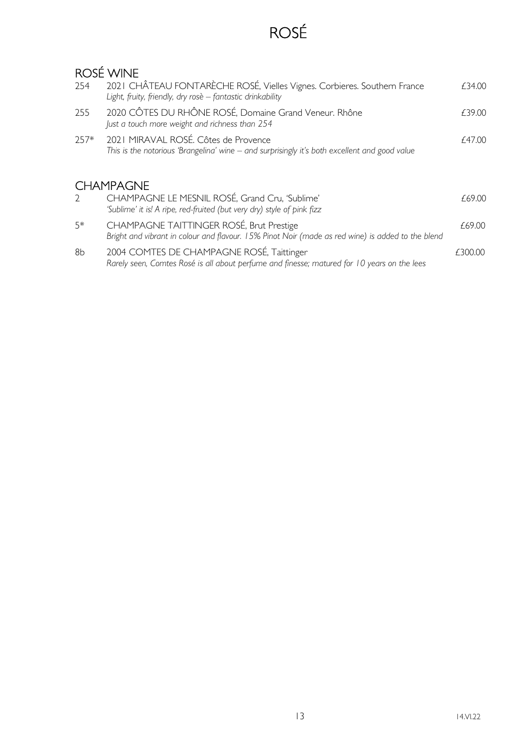# ROSÉ

## ROSÉ WINE

254 2021 CHÂTEAU FONTARÈCHE ROSÉ, Vielles Vignes. Corbieres. Southern France — £34.00
*Light, fruity, friendly, dry rosè – fantastic drinkability*

255 2020 CÔTES DU RHÔNE ROSÉ, Domaine Grand Veneur. Rhône — £39.00
*Just a touch more weight and richness than 254*

257* 2021 MIRAVAL ROSÉ. Côtes de Provence — £47.00
*This is the notorious 'Brangelina' wine – and surprisingly it's both excellent and good value*

## CHAMPAGNE

2 CHAMPAGNE LE MESNIL ROSÉ, Grand Cru, 'Sublime' — £69.00
*'Sublime' it is! A ripe, red-fruited (but very dry) style of pink fizz*

5* CHAMPAGNE TAITTINGER ROSÉ, Brut Prestige — £69.00
*Bright and vibrant in colour and flavour. 15% Pinot Noir (made as red wine) is added to the blend*

8b 2004 COMTES DE CHAMPAGNE ROSÉ, Taittinger — £300.00
*Rarely seen, Comtes Rosé is all about perfume and finesse; matured for 10 years on the lees*

14.VI.22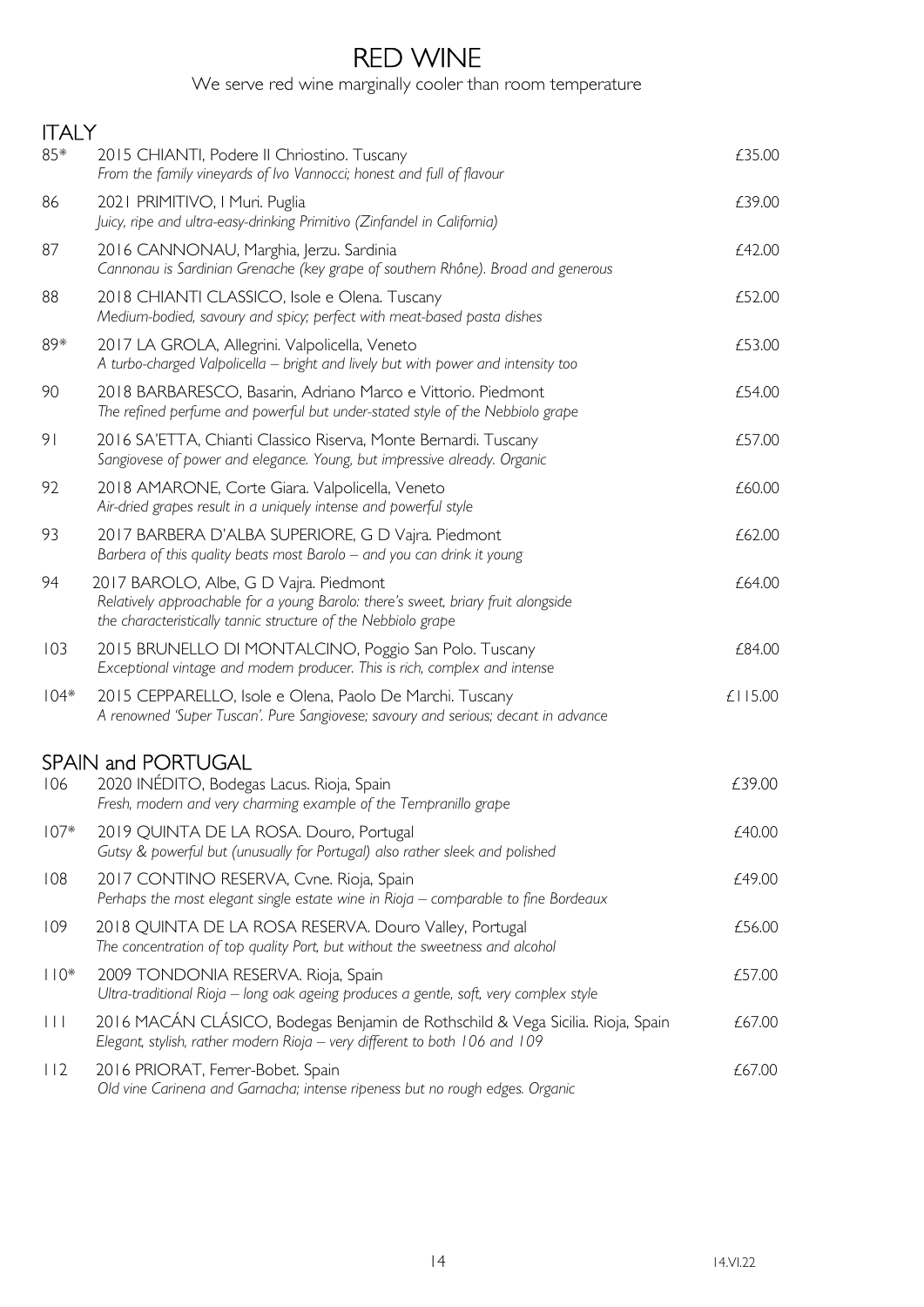# RED WINE

We serve red wine marginally cooler than room temperature

## ITALY

| No. | Wine | Price |
|---|---|---|
| 85* | 2015 CHIANTI, Podere Il Chriostino. Tuscany<br>*From the family vineyards of Ivo Vannocci; honest and full of flavour* | £35.00 |
| 86 | 2021 PRIMITIVO, I Muri. Puglia<br>*Juicy, ripe and ultra-easy-drinking Primitivo (Zinfandel in California)* | £39.00 |
| 87 | 2016 CANNONAU, Marghia, Jerzu. Sardinia<br>*Cannonau is Sardinian Grenache (key grape of southern Rhône). Broad and generous* | £42.00 |
| 88 | 2018 CHIANTI CLASSICO, Isole e Olena. Tuscany<br>*Medium-bodied, savoury and spicy; perfect with meat-based pasta dishes* | £52.00 |
| 89* | 2017 LA GROLA, Allegrini. Valpolicella, Veneto<br>*A turbo-charged Valpolicella – bright and lively but with power and intensity too* | £53.00 |
| 90 | 2018 BARBARESCO, Basarin, Adriano Marco e Vittorio. Piedmont<br>*The refined perfume and powerful but under-stated style of the Nebbiolo grape* | £54.00 |
| 91 | 2016 SA'ETTA, Chianti Classico Riserva, Monte Bernardi. Tuscany<br>*Sangiovese of power and elegance. Young, but impressive already. Organic* | £57.00 |
| 92 | 2018 AMARONE, Corte Giara. Valpolicella, Veneto<br>*Air-dried grapes result in a uniquely intense and powerful style* | £60.00 |
| 93 | 2017 BARBERA D'ALBA SUPERIORE, G D Vajra. Piedmont<br>*Barbera of this quality beats most Barolo – and you can drink it young* | £62.00 |
| 94 | 2017 BAROLO, Albe, G D Vajra. Piedmont<br>*Relatively approachable for a young Barolo: there's sweet, briary fruit alongside the characteristically tannic structure of the Nebbiolo grape* | £64.00 |
| 103 | 2015 BRUNELLO DI MONTALCINO, Poggio San Polo. Tuscany<br>*Exceptional vintage and modern producer. This is rich, complex and intense* | £84.00 |
| 104* | 2015 CEPPARELLO, Isole e Olena, Paolo De Marchi. Tuscany<br>*A renowned 'Super Tuscan'. Pure Sangiovese; savoury and serious; decant in advance* | £115.00 |

## SPAIN and PORTUGAL

| No. | Wine | Price |
|---|---|---|
| 106 | 2020 INÉDITO, Bodegas Lacus. Rioja, Spain<br>*Fresh, modern and very charming example of the Tempranillo grape* | £39.00 |
| 107* | 2019 QUINTA DE LA ROSA. Douro, Portugal<br>*Gutsy & powerful but (unusually for Portugal) also rather sleek and polished* | £40.00 |
| 108 | 2017 CONTINO RESERVA, Cvne. Rioja, Spain<br>*Perhaps the most elegant single estate wine in Rioja – comparable to fine Bordeaux* | £49.00 |
| 109 | 2018 QUINTA DE LA ROSA RESERVA. Douro Valley, Portugal<br>*The concentration of top quality Port, but without the sweetness and alcohol* | £56.00 |
| 110* | 2009 TONDONIA RESERVA. Rioja, Spain<br>*Ultra-traditional Rioja – long oak ageing produces a gentle, soft, very complex style* | £57.00 |
| 111 | 2016 MACÁN CLÁSICO, Bodegas Benjamin de Rothschild & Vega Sicilia. Rioja, Spain<br>*Elegant, stylish, rather modern Rioja – very different to both 106 and 109* | £67.00 |
| 112 | 2016 PRIORAT, Ferrer-Bobet. Spain<br>*Old vine Carinena and Garnacha; intense ripeness but no rough edges. Organic* | £67.00 |

14.VI.22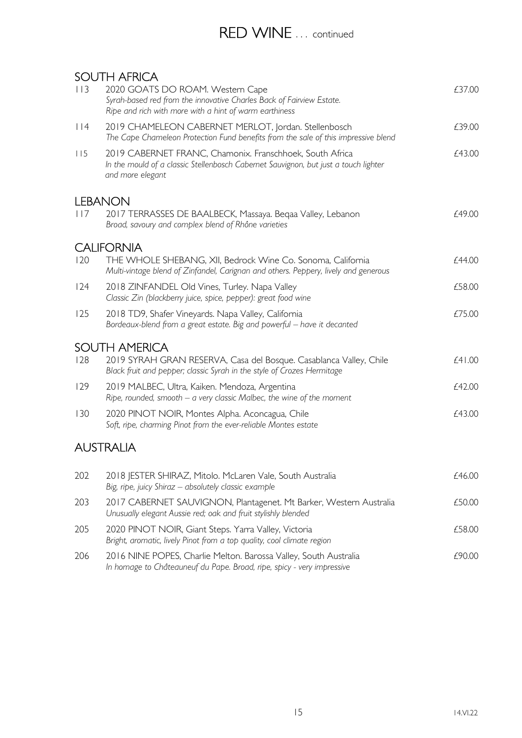# RED WINE . . . continued

## SOUTH AFRICA

| | | |
|---|---|---|
| 113 | 2020 GOATS DO ROAM. Western Cape<br>*Syrah-based red from the innovative Charles Back of Fairview Estate. Ripe and rich with more with a hint of warm earthiness* | £37.00 |
| 114 | 2019 CHAMELEON CABERNET MERLOT, Jordan. Stellenbosch<br>*The Cape Chameleon Protection Fund benefits from the sale of this impressive blend* | £39.00 |
| 115 | 2019 CABERNET FRANC, Chamonix. Franschhoek, South Africa<br>*In the mould of a classic Stellenbosch Cabernet Sauvignon, but just a touch lighter and more elegant* | £43.00 |

## LEBANON

| | | |
|---|---|---|
| 117 | 2017 TERRASSES DE BAALBECK, Massaya. Beqaa Valley, Lebanon<br>*Broad, savoury and complex blend of Rhône varieties* | £49.00 |

## CALIFORNIA

| | | |
|---|---|---|
| 120 | THE WHOLE SHEBANG, XII, Bedrock Wine Co. Sonoma, California<br>*Multi-vintage blend of Zinfandel, Carignan and others. Peppery, lively and generous* | £44.00 |
| 124 | 2018 ZINFANDEL Old Vines, Turley. Napa Valley<br>*Classic Zin (blackberry juice, spice, pepper): great food wine* | £58.00 |
| 125 | 2018 TD9, Shafer Vineyards. Napa Valley, California<br>*Bordeaux-blend from a great estate. Big and powerful – have it decanted* | £75.00 |

## SOUTH AMERICA

| | | |
|---|---|---|
| 128 | 2019 SYRAH GRAN RESERVA, Casa del Bosque. Casablanca Valley, Chile<br>*Black fruit and pepper; classic Syrah in the style of Crozes Hermitage* | £41.00 |
| 129 | 2019 MALBEC, Ultra, Kaiken. Mendoza, Argentina<br>*Ripe, rounded, smooth – a very classic Malbec, the wine of the moment* | £42.00 |
| 130 | 2020 PINOT NOIR, Montes Alpha. Aconcagua, Chile<br>*Soft, ripe, charming Pinot from the ever-reliable Montes estate* | £43.00 |

## AUSTRALIA

| | | |
|---|---|---|
| 202 | 2018 JESTER SHIRAZ, Mitolo. McLaren Vale, South Australia<br>*Big, ripe, juicy Shiraz – absolutely classic example* | £46.00 |
| 203 | 2017 CABERNET SAUVIGNON, Plantagenet. Mt Barker, Western Australia<br>*Unusually elegant Aussie red; oak and fruit stylishly blended* | £50.00 |
| 205 | 2020 PINOT NOIR, Giant Steps. Yarra Valley, Victoria<br>*Bright, aromatic, lively Pinot from a top quality, cool climate region* | £58.00 |
| 206 | 2016 NINE POPES, Charlie Melton. Barossa Valley, South Australia<br>*In homage to Châteauneuf du Pape. Broad, ripe, spicy - very impressive* | £90.00 |

14.VI.22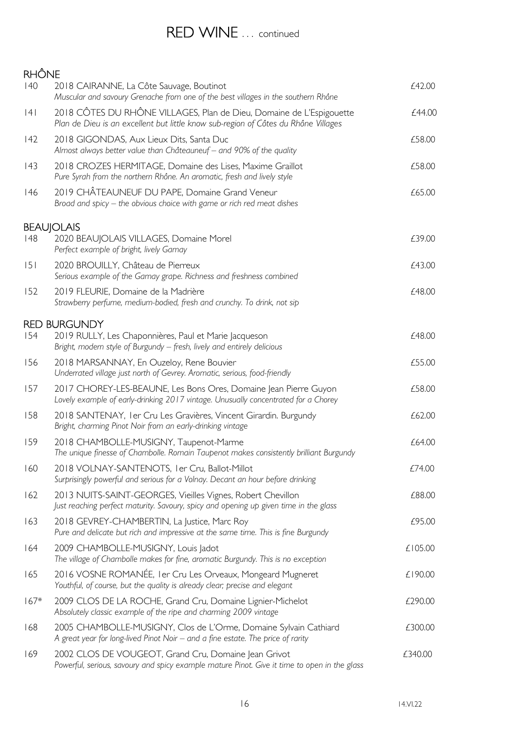# RED WINE ... continued

## RHÔNE

140 2018 CAIRANNE, La Côte Sauvage, Boutinot — £42.00
*Muscular and savoury Grenache from one of the best villages in the southern Rhône*

141 2018 CÔTES DU RHÔNE VILLAGES, Plan de Dieu, Domaine de L'Espigouette — £44.00
*Plan de Dieu is an excellent but little know sub-region of Côtes du Rhône Villages*

142 2018 GIGONDAS, Aux Lieux Dits, Santa Duc — £58.00
*Almost always better value than Châteauneuf – and 90% of the quality*

143 2018 CROZES HERMITAGE, Domaine des Lises, Maxime Graillot — £58.00
*Pure Syrah from the northern Rhône. An aromatic, fresh and lively style*

146 2019 CHÂTEAUNEUF DU PAPE, Domaine Grand Veneur — £65.00
*Broad and spicy – the obvious choice with game or rich red meat dishes*

## BEAUJOLAIS

148 2020 BEAUJOLAIS VILLAGES, Domaine Morel — £39.00
*Perfect example of bright, lively Gamay*

151 2020 BROUILLY, Château de Pierreux — £43.00
*Serious example of the Gamay grape. Richness and freshness combined*

152 2019 FLEURIE, Domaine de la Madrière — £48.00
*Strawberry perfume, medium-bodied, fresh and crunchy. To drink, not sip*

## RED BURGUNDY

154 2019 RULLY, Les Chaponnières, Paul et Marie Jacqueson — £48.00
*Bright, modern style of Burgundy – fresh, lively and entirely delicious*

156 2018 MARSANNAY, En Ouzeloy, Rene Bouvier — £55.00
*Underrated village just north of Gevrey. Aromatic, serious, food-friendly*

157 2017 CHOREY-LES-BEAUNE, Les Bons Ores, Domaine Jean Pierre Guyon — £58.00
*Lovely example of early-drinking 2017 vintage. Unusually concentrated for a Chorey*

158 2018 SANTENAY, 1er Cru Les Gravières, Vincent Girardin. Burgundy — £62.00
*Bright, charming Pinot Noir from an early-drinking vintage*

159 2018 CHAMBOLLE-MUSIGNY, Taupenot-Marme — £64.00
*The unique finesse of Chambolle. Romain Taupenot makes consistently brilliant Burgundy*

160 2018 VOLNAY-SANTENOTS, 1er Cru, Ballot-Millot — £74.00
*Surprisingly powerful and serious for a Volnay. Decant an hour before drinking*

162 2013 NUITS-SAINT-GEORGES, Vieilles Vignes, Robert Chevillon — £88.00
*Just reaching perfect maturity. Savoury, spicy and opening up given time in the glass*

163 2018 GEVREY-CHAMBERTIN, La Justice, Marc Roy — £95.00
*Pure and delicate but rich and impressive at the same time. This is fine Burgundy*

164 2009 CHAMBOLLE-MUSIGNY, Louis Jadot — £105.00
*The village of Chambolle makes for fine, aromatic Burgundy. This is no exception*

165 2016 VOSNE ROMANÉE, 1er Cru Les Orveaux, Mongeard Mugneret — £190.00
*Youthful, of course, but the quality is already clear; precise and elegant*

167* 2009 CLOS DE LA ROCHE, Grand Cru, Domaine Lignier-Michelot — £290.00
*Absolutely classic example of the ripe and charming 2009 vintage*

168 2005 CHAMBOLLE-MUSIGNY, Clos de L'Orme, Domaine Sylvain Cathiard — £300.00
*A great year for long-lived Pinot Noir – and a fine estate. The price of rarity*

169 2002 CLOS DE VOUGEOT, Grand Cru, Domaine Jean Grivot — £340.00
*Powerful, serious, savoury and spicy example mature Pinot. Give it time to open in the glass*

14.VI.22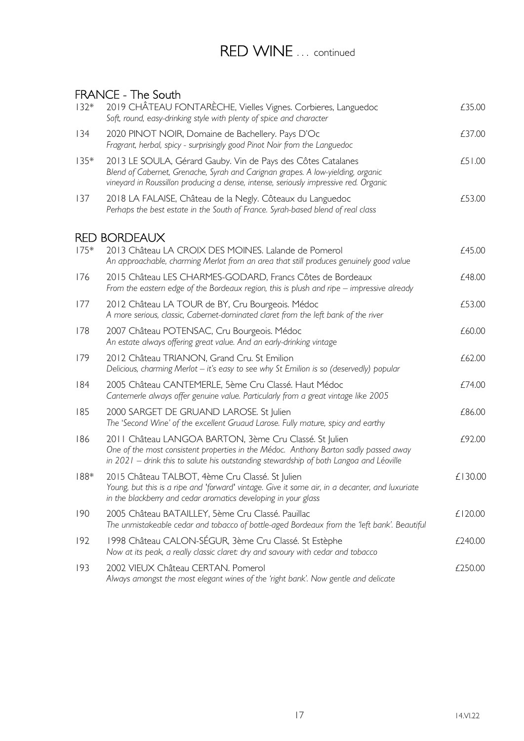# RED WINE ... continued

## FRANCE - The South

| No. | Wine | Price |
|---|---|---|
| 132* | 2019 CHÂTEAU FONTARÈCHE, Vielles Vignes. Corbieres, Languedoc<br>*Soft, round, easy-drinking style with plenty of spice and character* | £35.00 |
| 134 | 2020 PINOT NOIR, Domaine de Bachellery. Pays D'Oc<br>*Fragrant, herbal, spicy - surprisingly good Pinot Noir from the Languedoc* | £37.00 |
| 135* | 2013 LE SOULA, Gérard Gauby. Vin de Pays des Côtes Catalanes<br>*Blend of Cabernet, Grenache, Syrah and Carignan grapes. A low-yielding, organic vineyard in Roussillon producing a dense, intense, seriously impressive red. Organic* | £51.00 |
| 137 | 2018 LA FALAISE, Château de la Negly. Côteaux du Languedoc<br>*Perhaps the best estate in the South of France. Syrah-based blend of real class* | £53.00 |

## RED BORDEAUX

| No. | Wine | Price |
|---|---|---|
| 175* | 2013 Château LA CROIX DES MOINES. Lalande de Pomerol<br>*An approachable, charming Merlot from an area that still produces genuinely good value* | £45.00 |
| 176 | 2015 Château LES CHARMES-GODARD, Francs Côtes de Bordeaux<br>*From the eastern edge of the Bordeaux region, this is plush and ripe – impressive already* | £48.00 |
| 177 | 2012 Château LA TOUR de BY, Cru Bourgeois. Médoc<br>*A more serious, classic, Cabernet-dominated claret from the left bank of the river* | £53.00 |
| 178 | 2007 Château POTENSAC, Cru Bourgeois. Médoc<br>*An estate always offering great value. And an early-drinking vintage* | £60.00 |
| 179 | 2012 Château TRIANON, Grand Cru. St Emilion<br>*Delicious, charming Merlot – it's easy to see why St Emilion is so (deservedly) popular* | £62.00 |
| 184 | 2005 Château CANTEMERLE, 5ème Cru Classé. Haut Médoc<br>*Cantemerle always offer genuine value. Particularly from a great vintage like 2005* | £74.00 |
| 185 | 2000 SARGET DE GRUAND LAROSE. St Julien<br>*The 'Second Wine' of the excellent Gruaud Larose. Fully mature, spicy and earthy* | £86.00 |
| 186 | 2011 Château LANGOA BARTON, 3ème Cru Classé. St Julien<br>*One of the most consistent properties in the Médoc. Anthony Barton sadly passed away in 2021 – drink this to salute his outstanding stewardship of both Langoa and Léoville* | £92.00 |
| 188* | 2015 Château TALBOT, 4ème Cru Classé. St Julien<br>*Young, but this is a ripe and 'forward' vintage. Give it some air, in a decanter, and luxuriate in the blackberry and cedar aromatics developing in your glass* | £130.00 |
| 190 | 2005 Château BATAILLEY, 5ème Cru Classé. Pauillac<br>*The unmistakeable cedar and tobacco of bottle-aged Bordeaux from the 'left bank'. Beautiful* | £120.00 |
| 192 | 1998 Château CALON-SÉGUR, 3ème Cru Classé. St Estèphe<br>*Now at its peak, a really classic claret: dry and savoury with cedar and tobacco* | £240.00 |
| 193 | 2002 VIEUX Château CERTAN. Pomerol<br>*Always amongst the most elegant wines of the 'right bank'. Now gentle and delicate* | £250.00 |

14.VI.22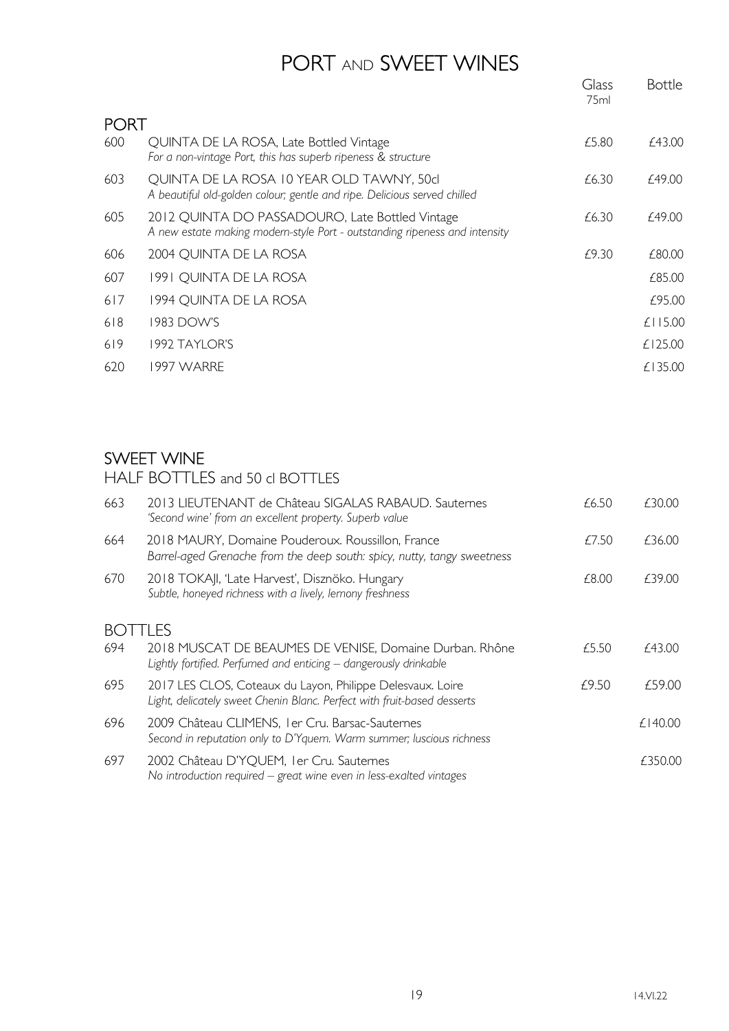# PORT AND SWEET WINES

## PORT

| No. | Wine | Glass 75ml | Bottle |
|---|---|---|---|
| 600 | QUINTA DE LA ROSA, Late Bottled Vintage<br>*For a non-vintage Port, this has superb ripeness & structure* | £5.80 | £43.00 |
| 603 | QUINTA DE LA ROSA 10 YEAR OLD TAWNY, 50cl<br>*A beautiful old-golden colour; gentle and ripe. Delicious served chilled* | £6.30 | £49.00 |
| 605 | 2012 QUINTA DO PASSADOURO, Late Bottled Vintage<br>*A new estate making modern-style Port - outstanding ripeness and intensity* | £6.30 | £49.00 |
| 606 | 2004 QUINTA DE LA ROSA | £9.30 | £80.00 |
| 607 | 1991 QUINTA DE LA ROSA | | £85.00 |
| 617 | 1994 QUINTA DE LA ROSA | | £95.00 |
| 618 | 1983 DOW'S | | £115.00 |
| 619 | 1992 TAYLOR'S | | £125.00 |
| 620 | 1997 WARRE | | £135.00 |

## SWEET WINE

### HALF BOTTLES and 50 cl BOTTLES

| No. | Wine | Glass 75ml | Bottle |
|---|---|---|---|
| 663 | 2013 LIEUTENANT de Château SIGALAS RABAUD. Sauternes<br>*'Second wine' from an excellent property. Superb value* | £6.50 | £30.00 |
| 664 | 2018 MAURY, Domaine Pouderoux. Roussillon, France<br>*Barrel-aged Grenache from the deep south: spicy, nutty, tangy sweetness* | £7.50 | £36.00 |
| 670 | 2018 TOKAJI, 'Late Harvest', Disznökö. Hungary<br>*Subtle, honeyed richness with a lively, lemony freshness* | £8.00 | £39.00 |

### BOTTLES

| No. | Wine | Glass 75ml | Bottle |
|---|---|---|---|
| 694 | 2018 MUSCAT DE BEAUMES DE VENISE, Domaine Durban. Rhône<br>*Lightly fortified. Perfumed and enticing – dangerously drinkable* | £5.50 | £43.00 |
| 695 | 2017 LES CLOS, Coteaux du Layon, Philippe Delesvaux. Loire<br>*Light, delicately sweet Chenin Blanc. Perfect with fruit-based desserts* | £9.50 | £59.00 |
| 696 | 2009 Château CLIMENS, 1er Cru. Barsac-Sauternes<br>*Second in reputation only to D'Yquem. Warm summer; luscious richness* | | £140.00 |
| 697 | 2002 Château D'YQUEM, 1er Cru. Sauternes<br>*No introduction required – great wine even in less-exalted vintages* | | £350.00 |

14.VI.22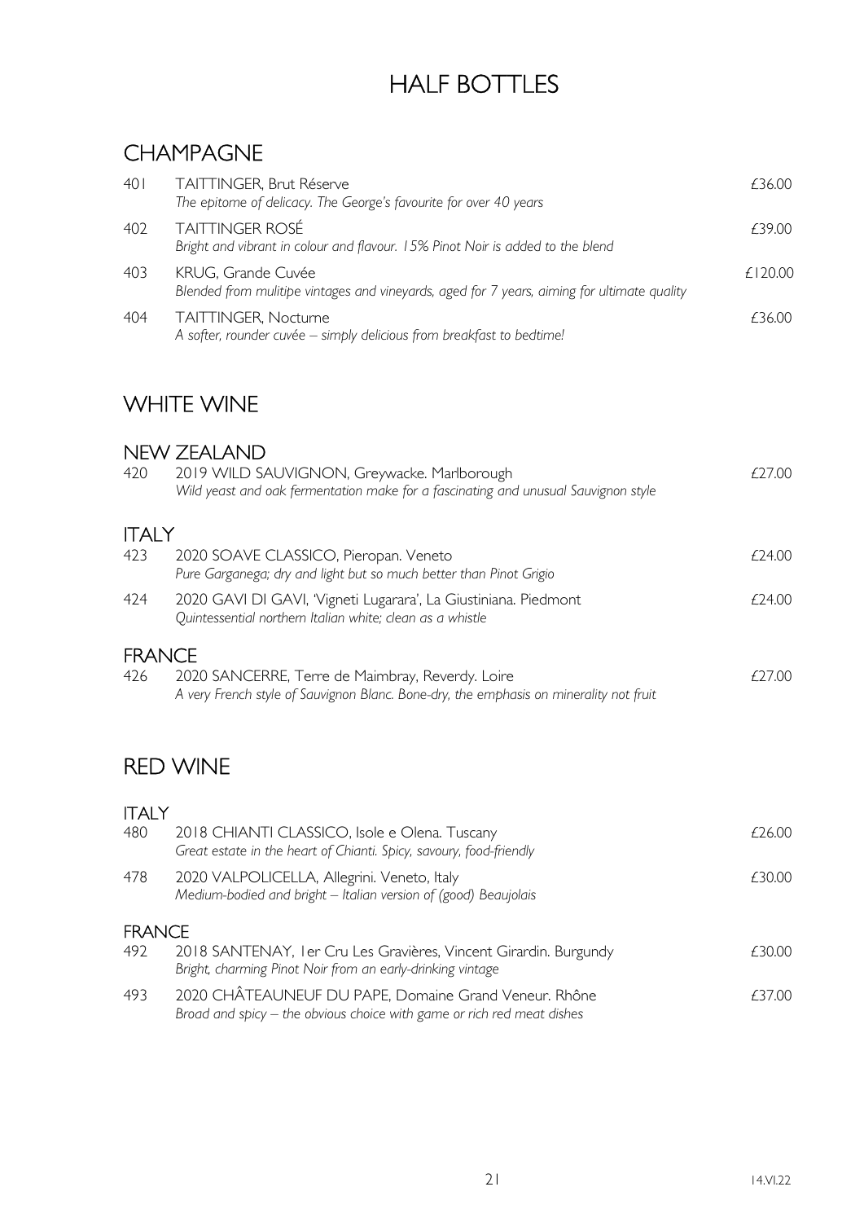# HALF BOTTLES

## CHAMPAGNE

| | | |
|---|---|---|
| 401 | TAITTINGER, Brut Réserve<br>*The epitome of delicacy. The George's favourite for over 40 years* | £36.00 |
| 402 | TAITTINGER ROSÉ<br>*Bright and vibrant in colour and flavour. 15% Pinot Noir is added to the blend* | £39.00 |
| 403 | KRUG, Grande Cuvée<br>*Blended from mulitipe vintages and vineyards, aged for 7 years, aiming for ultimate quality* | £120.00 |
| 404 | TAITTINGER, Nocturne<br>*A softer, rounder cuvée – simply delicious from breakfast to bedtime!* | £36.00 |

## WHITE WINE

### NEW ZEALAND

| | | |
|---|---|---|
| 420 | 2019 WILD SAUVIGNON, Greywacke. Marlborough<br>*Wild yeast and oak fermentation make for a fascinating and unusual Sauvignon style* | £27.00 |

### ITALY

| | | |
|---|---|---|
| 423 | 2020 SOAVE CLASSICO, Pieropan. Veneto<br>*Pure Garganega; dry and light but so much better than Pinot Grigio* | £24.00 |
| 424 | 2020 GAVI DI GAVI, 'Vigneti Lugarara', La Giustiniana. Piedmont<br>*Quintessential northern Italian white; clean as a whistle* | £24.00 |

### FRANCE

| | | |
|---|---|---|
| 426 | 2020 SANCERRE, Terre de Maimbray, Reverdy. Loire<br>*A very French style of Sauvignon Blanc. Bone-dry, the emphasis on minerality not fruit* | £27.00 |

## RED WINE

### ITALY

| | | |
|---|---|---|
| 480 | 2018 CHIANTI CLASSICO, Isole e Olena. Tuscany<br>*Great estate in the heart of Chianti. Spicy, savoury, food-friendly* | £26.00 |
| 478 | 2020 VALPOLICELLA, Allegrini. Veneto, Italy<br>*Medium-bodied and bright – Italian version of (good) Beaujolais* | £30.00 |

### FRANCE

| | | |
|---|---|---|
| 492 | 2018 SANTENAY, 1er Cru Les Gravières, Vincent Girardin. Burgundy<br>*Bright, charming Pinot Noir from an early-drinking vintage* | £30.00 |
| 493 | 2020 CHÂTEAUNEUF DU PAPE, Domaine Grand Veneur. Rhône<br>*Broad and spicy – the obvious choice with game or rich red meat dishes* | £37.00 |

14.VI.22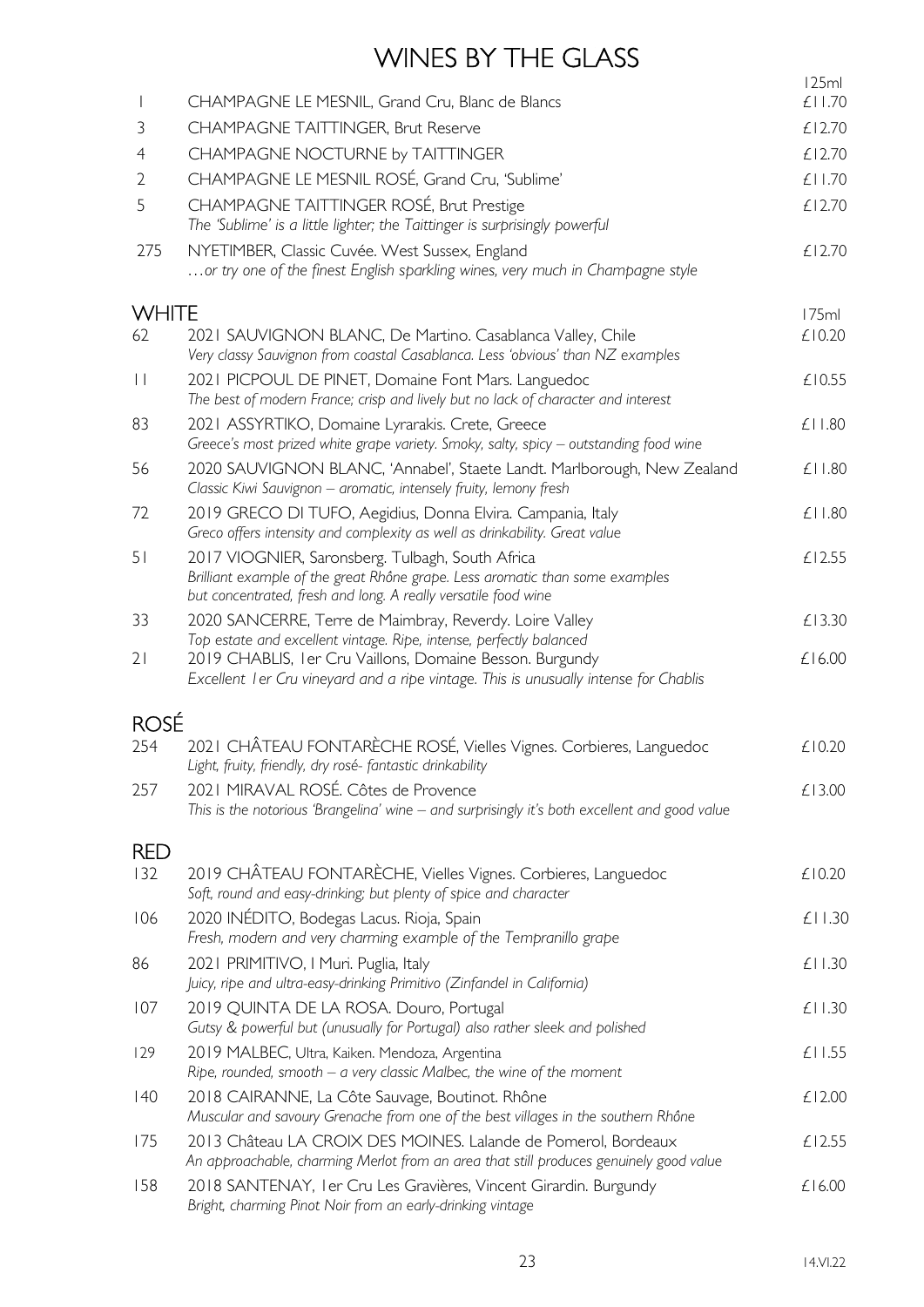# WINES BY THE GLASS

| | | 125ml |
|---|---|---|
| 1 | CHAMPAGNE LE MESNIL, Grand Cru, Blanc de Blancs | £11.70 |
| 3 | CHAMPAGNE TAITTINGER, Brut Reserve | £12.70 |
| 4 | CHAMPAGNE NOCTURNE by TAITTINGER | £12.70 |
| 2 | CHAMPAGNE LE MESNIL ROSÉ, Grand Cru, 'Sublime' | £11.70 |
| 5 | CHAMPAGNE TAITTINGER ROSÉ, Brut Prestige<br>*The 'Sublime' is a little lighter; the Taittinger is surprisingly powerful* | £12.70 |
| 275 | NYETIMBER, Classic Cuvée. West Sussex, England<br>*…or try one of the finest English sparkling wines, very much in Champagne style* | £12.70 |

## WHITE

| | | 175ml |
|---|---|---|
| 62 | 2021 SAUVIGNON BLANC, De Martino. Casablanca Valley, Chile<br>*Very classy Sauvignon from coastal Casablanca. Less 'obvious' than NZ examples* | £10.20 |
| 11 | 2021 PICPOUL DE PINET, Domaine Font Mars. Languedoc<br>*The best of modern France; crisp and lively but no lack of character and interest* | £10.55 |
| 83 | 2021 ASSYRTIKO, Domaine Lyrarakis. Crete, Greece<br>*Greece's most prized white grape variety. Smoky, salty, spicy – outstanding food wine* | £11.80 |
| 56 | 2020 SAUVIGNON BLANC, 'Annabel', Staete Landt. Marlborough, New Zealand<br>*Classic Kiwi Sauvignon – aromatic, intensely fruity, lemony fresh* | £11.80 |
| 72 | 2019 GRECO DI TUFO, Aegidius, Donna Elvira. Campania, Italy<br>*Greco offers intensity and complexity as well as drinkability. Great value* | £11.80 |
| 51 | 2017 VIOGNIER, Saronsberg. Tulbagh, South Africa<br>*Brilliant example of the great Rhône grape. Less aromatic than some examples but concentrated, fresh and long. A really versatile food wine* | £12.55 |
| 33 | 2020 SANCERRE, Terre de Maimbray, Reverdy. Loire Valley<br>*Top estate and excellent vintage. Ripe, intense, perfectly balanced* | £13.30 |
| 21 | 2019 CHABLIS, 1er Cru Vaillons, Domaine Besson. Burgundy<br>*Excellent 1er Cru vineyard and a ripe vintage. This is unusually intense for Chablis* | £16.00 |

## ROSÉ

| | | |
|---|---|---|
| 254 | 2021 CHÂTEAU FONTARÈCHE ROSÉ, Vielles Vignes. Corbieres, Languedoc<br>*Light, fruity, friendly, dry rosé- fantastic drinkability* | £10.20 |
| 257 | 2021 MIRAVAL ROSÉ. Côtes de Provence<br>*This is the notorious 'Brangelina' wine – and surprisingly it's both excellent and good value* | £13.00 |

## RED

| | | |
|---|---|---|
| 132 | 2019 CHÂTEAU FONTARÈCHE, Vielles Vignes. Corbieres, Languedoc<br>*Soft, round and easy-drinking; but plenty of spice and character* | £10.20 |
| 106 | 2020 INÉDITO, Bodegas Lacus. Rioja, Spain<br>*Fresh, modern and very charming example of the Tempranillo grape* | £11.30 |
| 86 | 2021 PRIMITIVO, I Muri. Puglia, Italy<br>*Juicy, ripe and ultra-easy-drinking Primitivo (Zinfandel in California)* | £11.30 |
| 107 | 2019 QUINTA DE LA ROSA. Douro, Portugal<br>*Gutsy & powerful but (unusually for Portugal) also rather sleek and polished* | £11.30 |
| 129 | 2019 MALBEC, Ultra, Kaiken. Mendoza, Argentina<br>*Ripe, rounded, smooth – a very classic Malbec, the wine of the moment* | £11.55 |
| 140 | 2018 CAIRANNE, La Côte Sauvage, Boutinot. Rhône<br>*Muscular and savoury Grenache from one of the best villages in the southern Rhône* | £12.00 |
| 175 | 2013 Château LA CROIX DES MOINES. Lalande de Pomerol, Bordeaux<br>*An approachable, charming Merlot from an area that still produces genuinely good value* | £12.55 |
| 158 | 2018 SANTENAY, 1er Cru Les Gravières, Vincent Girardin. Burgundy<br>*Bright, charming Pinot Noir from an early-drinking vintage* | £16.00 |

14.VI.22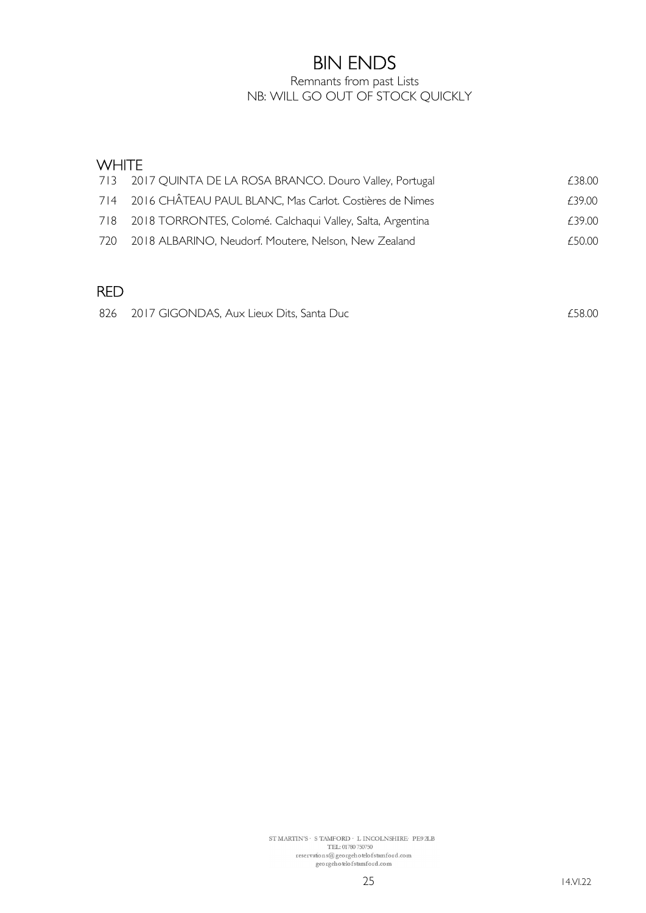# BIN ENDS

Remnants from past Lists

NB: WILL GO OUT OF STOCK QUICKLY

## WHITE

| | | |
|---|---|---|
| 713 | 2017 QUINTA DE LA ROSA BRANCO. Douro Valley, Portugal | £38.00 |
| 714 | 2016 CHÂTEAU PAUL BLANC, Mas Carlot. Costières de Nimes | £39.00 |
| 718 | 2018 TORRONTES, Colomé. Calchaqui Valley, Salta, Argentina | £39.00 |
| 720 | 2018 ALBARINO, Neudorf. Moutere, Nelson, New Zealand | £50.00 |

## RED

| | | |
|---|---|---|
| 826 | 2017 GIGONDAS, Aux Lieux Dits, Santa Duc | £58.00 |

ST MARTIN'S · STAMFORD · LINCOLNSHIRE · PE9 2LB
TEL: 01780 750750
reservations@georgehotelofstamford.com
georgehotelofstamford.com

14.VI.22